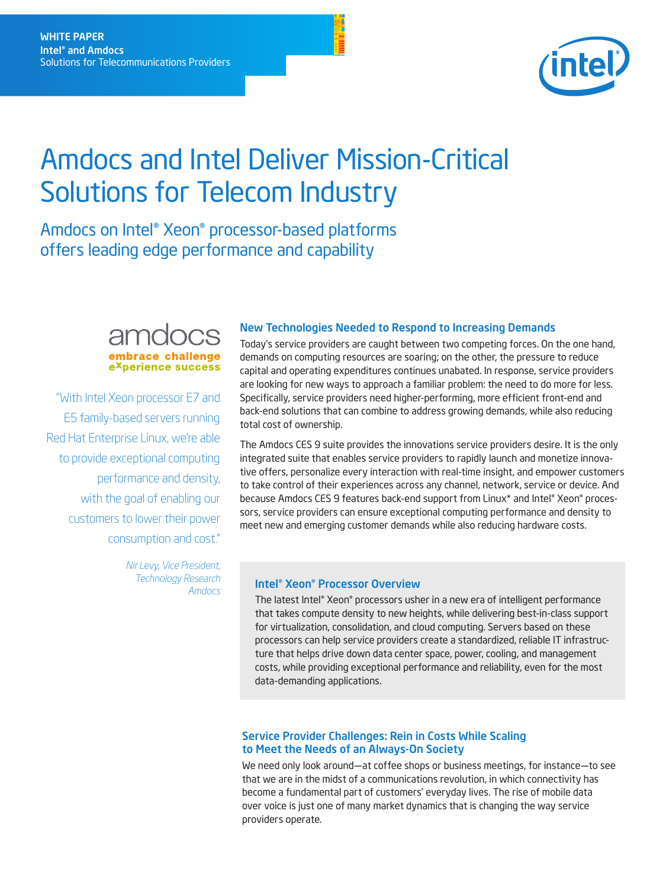WHITE PAPER
**Intel® and Amdocs**
Solutions for Telecommunications Providers

# Amdocs and Intel Deliver Mission-Critical Solutions for Telecom Industry

## Amdocs on Intel® Xeon® processor-based platforms offers leading edge performance and capability

amdocs
**embrace challenge**
**experience success**

"With Intel Xeon processor E7 and E5 family-based servers running Red Hat Enterprise Linux, we're able to provide exceptional computing performance and density, with the goal of enabling our customers to lower their power consumption and cost."

*Nir Levy, Vice President, Technology Research Amdocs*

### New Technologies Needed to Respond to Increasing Demands

Today's service providers are caught between two competing forces. On the one hand, demands on computing resources are soaring; on the other, the pressure to reduce capital and operating expenditures continues unabated. In response, service providers are looking for new ways to approach a familiar problem: the need to do more for less. Specifically, service providers need higher-performing, more efficient front-end and back-end solutions that can combine to address growing demands, while also reducing total cost of ownership.

The Amdocs CES 9 suite provides the innovations service providers desire. It is the only integrated suite that enables service providers to rapidly launch and monetize innovative offers, personalize every interaction with real-time insight, and empower customers to take control of their experiences across any channel, network, service or device. And because Amdocs CES 9 features back-end support from Linux* and Intel® Xeon® processors, service providers can ensure exceptional computing performance and density to meet new and emerging customer demands while also reducing hardware costs.

### Intel® Xeon® Processor Overview

The latest Intel® Xeon® processors usher in a new era of intelligent performance that takes compute density to new heights, while delivering best-in-class support for virtualization, consolidation, and cloud computing. Servers based on these processors can help service providers create a standardized, reliable IT infrastructure that helps drive down data center space, power, cooling, and management costs, while providing exceptional performance and reliability, even for the most data-demanding applications.

### Service Provider Challenges: Rein in Costs While Scaling to Meet the Needs of an Always-On Society

We need only look around—at coffee shops or business meetings, for instance—to see that we are in the midst of a communications revolution, in which connectivity has become a fundamental part of customers' everyday lives. The rise of mobile data over voice is just one of many market dynamics that is changing the way service providers operate.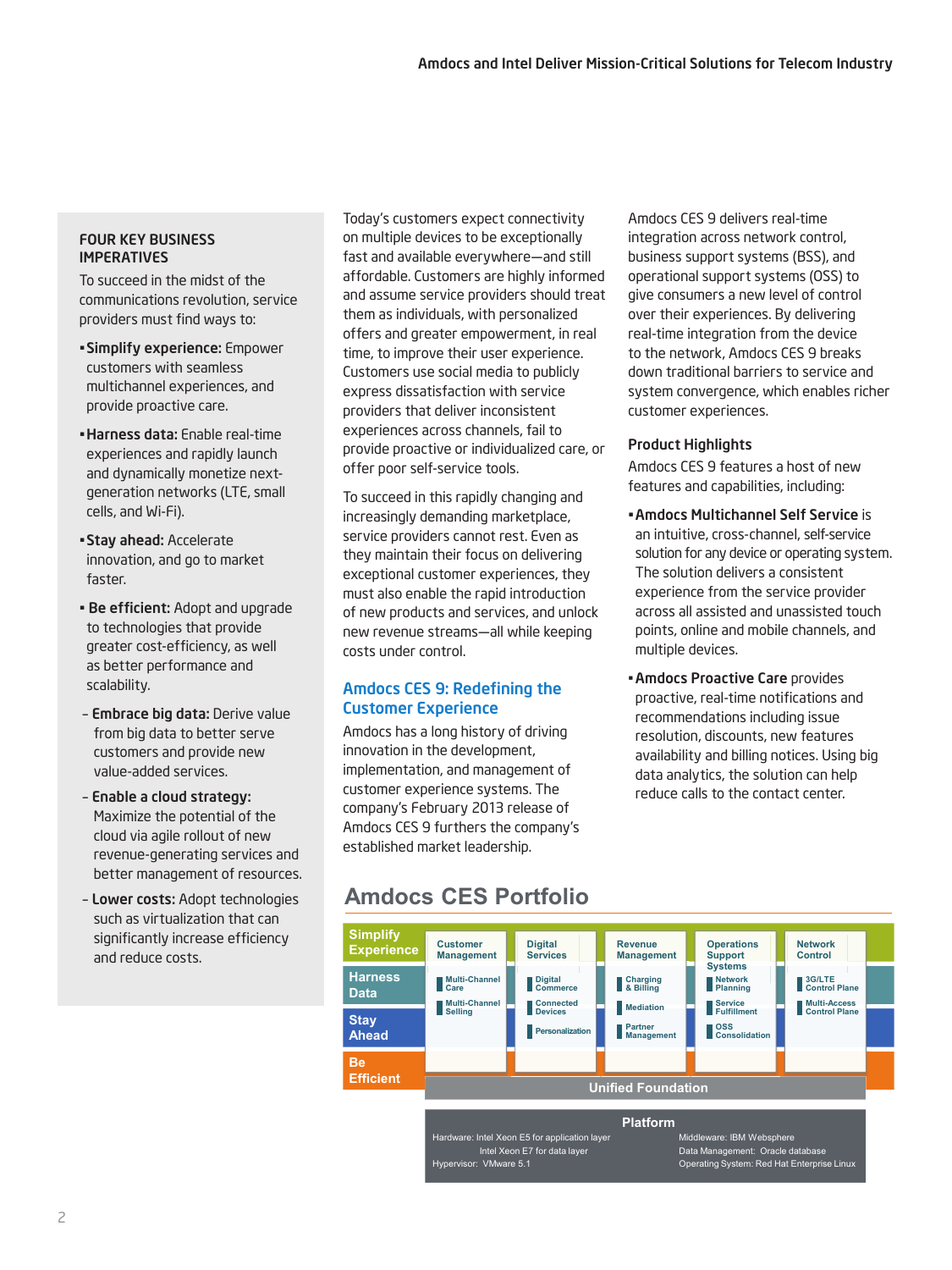## FOUR KEY BUSINESS IMPERATIVES

To succeed in the midst of the communications revolution, service providers must find ways to:

- **Simplify experience:** Empower customers with seamless multichannel experiences, and provide proactive care.
- **Harness data:** Enable real-time experiences and rapidly launch and dynamically monetize next-generation networks (LTE, small cells, and Wi-Fi).
- **Stay ahead:** Accelerate innovation, and go to market faster.
- **Be efficient:** Adopt and upgrade to technologies that provide greater cost-efficiency, as well as better performance and scalability.
  - **Embrace big data:** Derive value from big data to better serve customers and provide new value-added services.
  - **Enable a cloud strategy:** Maximize the potential of the cloud via agile rollout of new revenue-generating services and better management of resources.
  - **Lower costs:** Adopt technologies such as virtualization that can significantly increase efficiency and reduce costs.

Today's customers expect connectivity on multiple devices to be exceptionally fast and available everywhere—and still affordable. Customers are highly informed and assume service providers should treat them as individuals, with personalized offers and greater empowerment, in real time, to improve their user experience. Customers use social media to publicly express dissatisfaction with service providers that deliver inconsistent experiences across channels, fail to provide proactive or individualized care, or offer poor self-service tools.

To succeed in this rapidly changing and increasingly demanding marketplace, service providers cannot rest. Even as they maintain their focus on delivering exceptional customer experiences, they must also enable the rapid introduction of new products and services, and unlock new revenue streams—all while keeping costs under control.

## Amdocs CES 9: Redefining the Customer Experience

Amdocs has a long history of driving innovation in the development, implementation, and management of customer experience systems. The company's February 2013 release of Amdocs CES 9 furthers the company's established market leadership.

Amdocs CES 9 delivers real-time integration across network control, business support systems (BSS), and operational support systems (OSS) to give consumers a new level of control over their experiences. By delivering real-time integration from the device to the network, Amdocs CES 9 breaks down traditional barriers to service and system convergence, which enables richer customer experiences.

### Product Highlights

Amdocs CES 9 features a host of new features and capabilities, including:

- **Amdocs Multichannel Self Service** is an intuitive, cross-channel, self-service solution for any device or operating system. The solution delivers a consistent experience from the service provider across all assisted and unassisted touch points, online and mobile channels, and multiple devices.
- **Amdocs Proactive Care** provides proactive, real-time notifications and recommendations including issue resolution, discounts, new features availability and billing notices. Using big data analytics, the solution can help reduce calls to the contact center.

## Amdocs CES Portfolio

| | Customer Management | Digital Services | Revenue Management | Operations Support Systems | Network Control |
|---|---|---|---|---|---|
| Simplify Experience | Multi-Channel Care | Digital Commerce | Charging & Billing | Network Planning | 3G/LTE Control Plane |
| Harness Data | Multi-Channel Selling | Connected Devices | Mediation | Service Fulfillment | Multi-Access Control Plane |
| Stay Ahead | | Personalization | Partner Management | OSS Consolidation | |
| Be Efficient | Unified Foundation | | | | |

**Platform**

Hardware: Intel Xeon E5 for application layer
Intel Xeon E7 for data layer
Hypervisor: VMware 5.1

Middleware: IBM Websphere
Data Management: Oracle database
Operating System: Red Hat Enterprise Linux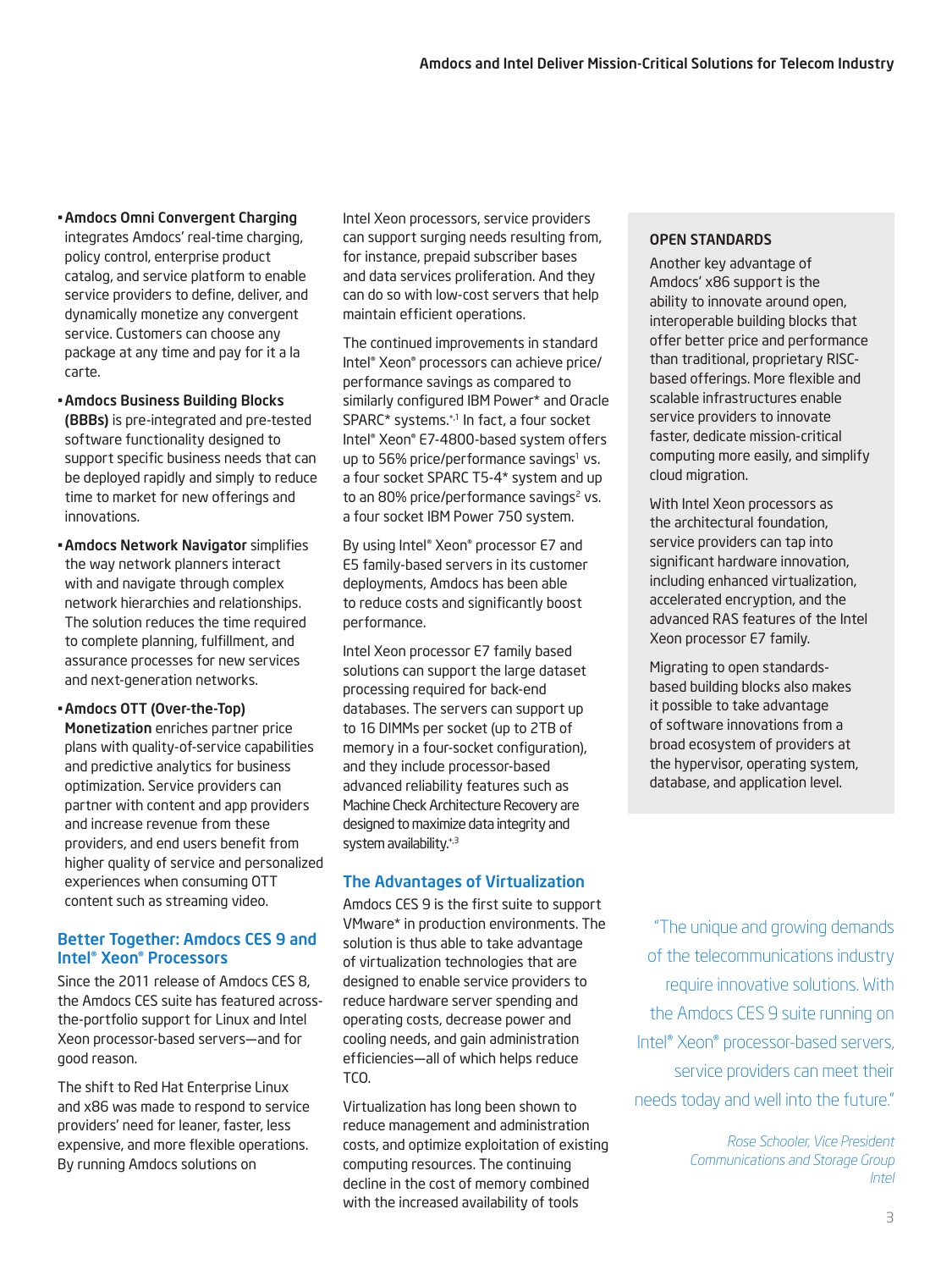- **Amdocs Omni Convergent Charging** integrates Amdocs' real-time charging, policy control, enterprise product catalog, and service platform to enable service providers to define, deliver, and dynamically monetize any convergent service. Customers can choose any package at any time and pay for it a la carte.
- **Amdocs Business Building Blocks (BBBs)** is pre-integrated and pre-tested software functionality designed to support specific business needs that can be deployed rapidly and simply to reduce time to market for new offerings and innovations.
- **Amdocs Network Navigator** simplifies the way network planners interact with and navigate through complex network hierarchies and relationships. The solution reduces the time required to complete planning, fulfillment, and assurance processes for new services and next-generation networks.
- **Amdocs OTT (Over-the-Top) Monetization** enriches partner price plans with quality-of-service capabilities and predictive analytics for business optimization. Service providers can partner with content and app providers and increase revenue from these providers, and end users benefit from higher quality of service and personalized experiences when consuming OTT content such as streaming video.

## Better Together: Amdocs CES 9 and Intel® Xeon® Processors

Since the 2011 release of Amdocs CES 8, the Amdocs CES suite has featured across-the-portfolio support for Linux and Intel Xeon processor-based servers—and for good reason.

The shift to Red Hat Enterprise Linux and x86 was made to respond to service providers' need for leaner, faster, less expensive, and more flexible operations. By running Amdocs solutions on Intel Xeon processors, service providers can support surging needs resulting from, for instance, prepaid subscriber bases and data services proliferation. And they can do so with low-cost servers that help maintain efficient operations.

The continued improvements in standard Intel® Xeon® processors can achieve price/performance savings as compared to similarly configured IBM Power* and Oracle SPARC* systems.[+,1] In fact, a four socket Intel® Xeon® E7-4800-based system offers up to 56% price/performance savings[1] vs. a four socket SPARC T5-4* system and up to an 80% price/performance savings[2] vs. a four socket IBM Power 750 system.

By using Intel® Xeon® processor E7 and E5 family-based servers in its customer deployments, Amdocs has been able to reduce costs and significantly boost performance.

Intel Xeon processor E7 family based solutions can support the large dataset processing required for back-end databases. The servers can support up to 16 DIMMs per socket (up to 2TB of memory in a four-socket configuration), and they include processor-based advanced reliability features such as Machine Check Architecture Recovery are designed to maximize data integrity and system availability.[+,3]

## The Advantages of Virtualization

Amdocs CES 9 is the first suite to support VMware* in production environments. The solution is thus able to take advantage of virtualization technologies that are designed to enable service providers to reduce hardware server spending and operating costs, decrease power and cooling needs, and gain administration efficiencies—all of which helps reduce TCO.

Virtualization has long been shown to reduce management and administration costs, and optimize exploitation of existing computing resources. The continuing decline in the cost of memory combined with the increased availability of tools

### OPEN STANDARDS

Another key advantage of Amdocs' x86 support is the ability to innovate around open, interoperable building blocks that offer better price and performance than traditional, proprietary RISC-based offerings. More flexible and scalable infrastructures enable service providers to innovate faster, dedicate mission-critical computing more easily, and simplify cloud migration.

With Intel Xeon processors as the architectural foundation, service providers can tap into significant hardware innovation, including enhanced virtualization, accelerated encryption, and the advanced RAS features of the Intel Xeon processor E7 family.

Migrating to open standards-based building blocks also makes it possible to take advantage of software innovations from a broad ecosystem of providers at the hypervisor, operating system, database, and application level.

"The unique and growing demands of the telecommunications industry require innovative solutions. With the Amdocs CES 9 suite running on Intel® Xeon® processor-based servers, service providers can meet their needs today and well into the future."

*Rose Schooler, Vice President Communications and Storage Group Intel*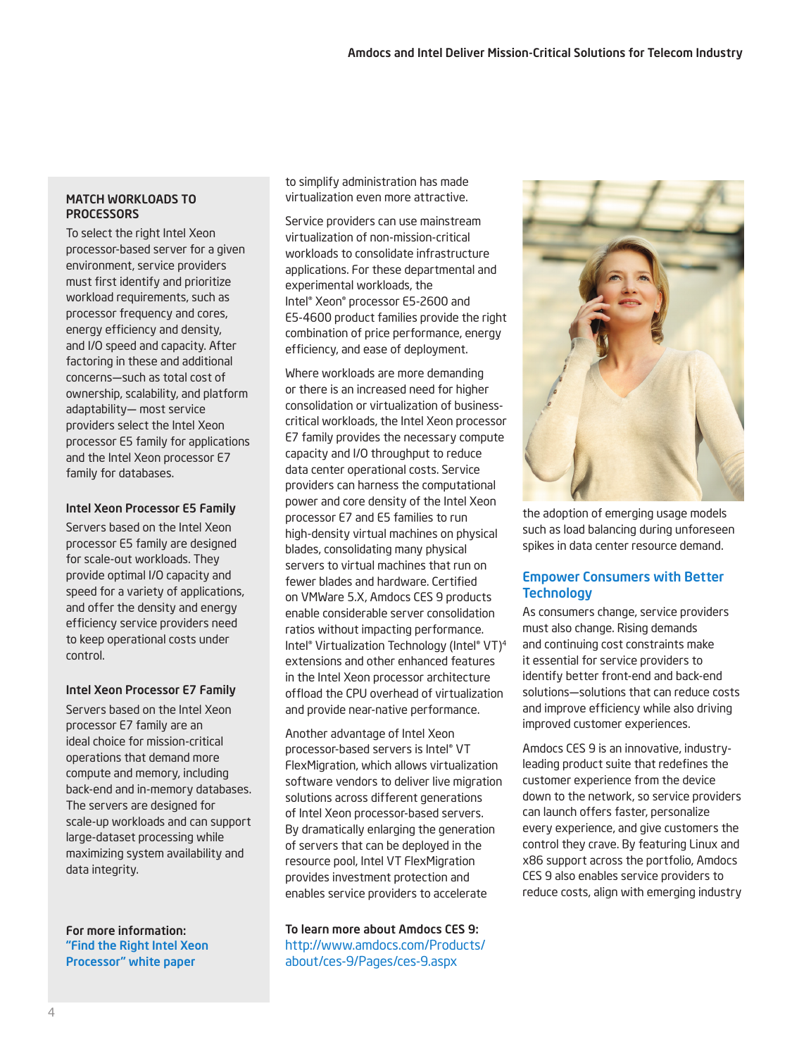### MATCH WORKLOADS TO PROCESSORS

To select the right Intel Xeon processor-based server for a given environment, service providers must first identify and prioritize workload requirements, such as processor frequency and cores, energy efficiency and density, and I/O speed and capacity. After factoring in these and additional concerns—such as total cost of ownership, scalability, and platform adaptability— most service providers select the Intel Xeon processor E5 family for applications and the Intel Xeon processor E7 family for databases.

#### Intel Xeon Processor E5 Family

Servers based on the Intel Xeon processor E5 family are designed for scale-out workloads. They provide optimal I/O capacity and speed for a variety of applications, and offer the density and energy efficiency service providers need to keep operational costs under control.

#### Intel Xeon Processor E7 Family

Servers based on the Intel Xeon processor E7 family are an ideal choice for mission-critical operations that demand more compute and memory, including back-end and in-memory databases. The servers are designed for scale-up workloads and can support large-dataset processing while maximizing system availability and data integrity.

**For more information:**
**"Find the Right Intel Xeon Processor" white paper**

to simplify administration has made virtualization even more attractive.

Service providers can use mainstream virtualization of non-mission-critical workloads to consolidate infrastructure applications. For these departmental and experimental workloads, the Intel® Xeon® processor E5-2600 and E5-4600 product families provide the right combination of price performance, energy efficiency, and ease of deployment.

Where workloads are more demanding or there is an increased need for higher consolidation or virtualization of business-critical workloads, the Intel Xeon processor E7 family provides the necessary compute capacity and I/O throughput to reduce data center operational costs. Service providers can harness the computational power and core density of the Intel Xeon processor E7 and E5 families to run high-density virtual machines on physical blades, consolidating many physical servers to virtual machines that run on fewer blades and hardware. Certified on VMWare 5.X, Amdocs CES 9 products enable considerable server consolidation ratios without impacting performance. Intel® Virtualization Technology (Intel® VT)[4] extensions and other enhanced features in the Intel Xeon processor architecture offload the CPU overhead of virtualization and provide near-native performance.

Another advantage of Intel Xeon processor-based servers is Intel® VT FlexMigration, which allows virtualization software vendors to deliver live migration solutions across different generations of Intel Xeon processor-based servers. By dramatically enlarging the generation of servers that can be deployed in the resource pool, Intel VT FlexMigration provides investment protection and enables service providers to accelerate the adoption of emerging usage models such as load balancing during unforeseen spikes in data center resource demand.

**To learn more about Amdocs CES 9:**
http://www.amdocs.com/Products/about/ces-9/Pages/ces-9.aspx

## Empower Consumers with Better Technology

As consumers change, service providers must also change. Rising demands and continuing cost constraints make it essential for service providers to identify better front-end and back-end solutions—solutions that can reduce costs and improve efficiency while also driving improved customer experiences.

Amdocs CES 9 is an innovative, industry-leading product suite that redefines the customer experience from the device down to the network, so service providers can launch offers faster, personalize every experience, and give customers the control they crave. By featuring Linux and x86 support across the portfolio, Amdocs CES 9 also enables service providers to reduce costs, align with emerging industry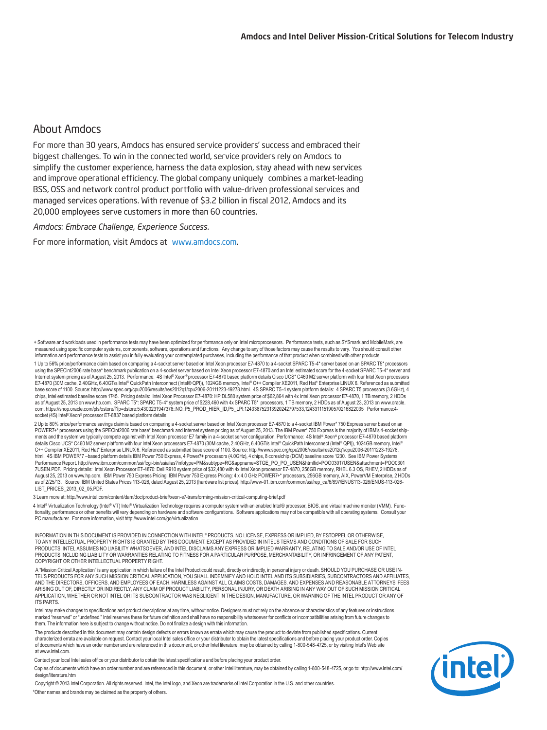## About Amdocs

For more than 30 years, Amdocs has ensured service providers' success and embraced their biggest challenges. To win in the connected world, service providers rely on Amdocs to simplify the customer experience, harness the data explosion, stay ahead with new services and improve operational efficiency. The global company uniquely combines a market-leading BSS, OSS and network control product portfolio with value-driven professional services and managed services operations. With revenue of $3.2 billion in fiscal 2012, Amdocs and its 20,000 employees serve customers in more than 60 countries.

*Amdocs: Embrace Challenge, Experience Success.*

For more information, visit Amdocs at www.amdocs.com.

+ Software and workloads used in performance tests may have been optimized for performance only on Intel microprocessors. Performance tests, such as SYSmark and MobileMark, are measured using specific computer systems, components, software, operations and functions. Any change to any of those factors may cause the results to vary. You should consult other information and performance tests to assist you in fully evaluating your contemplated purchases, including the performance of that product when combined with other products.

1 Up to 56% price/performance claim based on comparing a 4-socket server based on Intel Xeon processor E7-4870 to a 4-socket SPARC T5-4* server based on an SPARC T5* processors using the SPECint2006 rate base* benchmark publication on a 4-socket server based on Intel Xeon processor E7-4870 and an Intel estimated score for the 4-socket SPARC T5-4* server and Internet system pricing as of August 25, 2013. Performance: 4S Intel® Xeon® processor E7-4870 based platform details Cisco UCS* C460 M2 server platform with four Intel Xeon processors E7-4870 (30M cache, 2.40GHz, 6.40GT/s Intel® QuickPath Interconnect (Intel® QPI)), 1024GB memory, Intel® C++ Compiler XE2011, Red Hat* Enterprise LINUX 6. Referenced as submitted base score of 1100. Source: http://www.spec.org/cpu2006/results/res2012q1/cpu2006-20111223-19278.html. 4S SPARC T5-4 system platform details: 4 SPARC T5 processors (3.6GHz), 4 chips, Intel estimated baseline score 1745. Pricing details: Intel Xeon Processor E7-4870: HP DL580 system price of $62,864 with 4x Intel Xeon processor E7-4870, 1 TB memory, 2 HDDs as of August 25, 2013 on www.hp.com. SPARC T5*: SPARC T5-4* system price of $228,460 with 4x SPARC T5* processors, 1 TB memory, 2 HDDs as of August 23, 2013 on www.oracle.com. https://shop.oracle.com/pls/ostore/f?p=dstore:5:4300231947378::NO::P5_PROD_HIER_ID,P5_LPI:124338752313920242797533,124331115190570216822035 Performance:4-socket (4S) Intel® Xeon® processor E7-8837 based platform details

2 Up to 80% price/performance savings claim is based on comparing a 4-socket server based on Intel Xeon processor E7-4870 to a 4-socket IBM Power* 750 Express server based on an POWER7+* processors using the SPECint2006 rate base* benchmark and Internet system pricing as of August 25, 2013. The IBM Power* 750 Express is the majority of IBM's 4-socket shipments and the system we typically compete against with Intel Xeon processor E7 family in a 4-socket server configuration. Performance: 4S Intel® Xeon® processor E7-4870 based platform details Cisco UCS* C460 M2 server platform with four Intel Xeon processors E7-4870 (30M cache, 2.40GHz, 6.40GT/s Intel® QuickPath Interconnect (Intel® QPI)), 1024GB memory, Intel® C++ Compiler XE2011, Red Hat* Enterprise LINUX 6. Referenced as submitted base score of 1100. Source: http://www.spec.org/cpu2006/results/res2012q1/cpu2006-20111223-19278.html. 4S IBM POWER*7 –based platform details IBM Power 750 Express, 4 Power7+ processors (4.0GHz), 4 chips, 8 cores/chip (DCM) baseline score 1230. See IBM Power Systems Performance Report. http://www.ibm.com/common/ssi/fcgi-bin/ssialias?infotype=PM&subtype=RG&appname=STGE_PO_PO_USEN&htmlfid=POO03017USEN&attachment=POO03017USEN.PDF. Pricing details: Intel Xeon Processor E7-4870: Dell R910 system price of $32,480 with 4x Intel Xeon processor E7-4870, 256GB memory, RHEL 6.3 OS, RHEV, 2 HDDs as of August 25, 2013 on www.hp.com. IBM Power 750 Express Pricing: IBM Power 750 Express Pricing: 4 x 4.0 GHz POWER7+* processors, 256GB memory, AIX, PowerVM Enterprise, 2 HDDs as of 2/25/13. Source: IBM United States Prices 113-026, dated August 25, 2013 (hardware list prices). http://www-01.ibm.com/common/ssi/rep_ca/6/897/ENUS113-026/ENUS-113-026-LIST_PRICES_2013_02_05.PDF.

3 Learn more at: http://www.intel.com/content/dam/doc/product-brief/xeon-e7-transforming-mission-critical-computing-brief.pdf

4 Intel® Virtualization Technology (Intel® VT) Intel® Virtualization Technology requires a computer system with an enabled Intel® processor, BIOS, and virtual machine monitor (VMM). Functionality, performance or other benefits will vary depending on hardware and software configurations. Software applications may not be compatible with all operating systems. Consult your PC manufacturer. For more information, visit http://www.intel.com/go/virtualization

INFORMATION IN THIS DOCUMENT IS PROVIDED IN CONNECTION WITH INTEL® PRODUCTS. NO LICENSE, EXPRESS OR IMPLIED, BY ESTOPPEL OR OTHERWISE, TO ANY INTELLECTUAL PROPERTY RIGHTS IS GRANTED BY THIS DOCUMENT. EXCEPT AS PROVIDED IN INTEL'S TERMS AND CONDITIONS OF SALE FOR SUCH PRODUCTS, INTEL ASSUMES NO LIABILITY WHATSOEVER, AND INTEL DISCLAIMS ANY EXPRESS OR IMPLIED WARRANTY, RELATING TO SALE AND/OR USE OF INTEL PRODUCTS INCLUDING LIABILITY OR WARRANTIES RELATING TO FITNESS FOR A PARTICULAR PURPOSE, MERCHANTABILITY, OR INFRINGEMENT OF ANY PATENT, COPYRIGHT OR OTHER INTELLECTUAL PROPERTY RIGHT.

A "Mission Critical Application" is any application in which failure of the Intel Product could result, directly or indirectly, in personal injury or death. SHOULD YOU PURCHASE OR USE INTEL'S PRODUCTS FOR ANY SUCH MISSION CRITICAL APPLICATION, YOU SHALL INDEMNIFY AND HOLD INTEL AND ITS SUBSIDIARIES, SUBCONTRACTORS AND AFFILIATES, AND THE DIRECTORS, OFFICERS, AND EMPLOYEES OF EACH, HARMLESS AGAINST ALL CLAIMS COSTS, DAMAGES, AND EXPENSES AND REASONABLE ATTORNEYS' FEES ARISING OUT OF, DIRECTLY OR INDIRECTLY, ANY CLAIM OF PRODUCT LIABILITY, PERSONAL INJURY, OR DEATH ARISING IN ANY WAY OUT OF SUCH MISSION CRITICAL APPLICATION, WHETHER OR NOT INTEL OR ITS SUBCONTRACTOR WAS NEGLIGENT IN THE DESIGN, MANUFACTURE, OR WARNING OF THE INTEL PRODUCT OR ANY OF ITS PARTS.

Intel may make changes to specifications and product descriptions at any time, without notice. Designers must not rely on the absence or characteristics of any features or instructions marked "reserved" or "undefined." Intel reserves these for future definition and shall have no responsibility whatsoever for conflicts or incompatibilities arising from future changes to them. The information here is subject to change without notice. Do not finalize a design with this information.

The products described in this document may contain design defects or errors known as errata which may cause the product to deviate from published specifications. Current characterized errata are available on request. Contact your local Intel sales office or your distributor to obtain the latest specifications and before placing your product order. Copies of documents which have an order number and are referenced in this document, or other Intel literature, may be obtained by calling 1-800-548-4725, or by visiting Intel's Web site at www.intel.com.

Contact your local Intel sales office or your distributor to obtain the latest specifications and before placing your product order.

Copies of documents which have an order number and are referenced in this document, or other Intel literature, may be obtained by calling 1-800-548-4725, or go to: http://www.intel.com/design/literature.htm

Copyright © 2013 Intel Corporation. All rights reserved. Intel, the Intel logo, and Xeon are trademarks of Intel Corporation in the U.S. and other countries.

*Other names and brands may be claimed as the property of others.